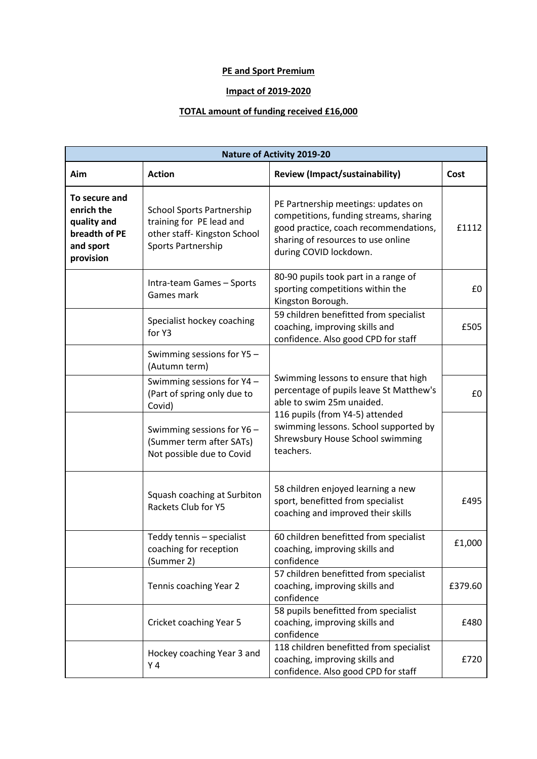**PE and Sport Premium**

**Impact of 2019-2020**

**TOTAL amount of funding received £16,000**

| Nature of Activity 2019-20 | | | |
|---|---|---|---|
| **Aim** | **Action** | **Review (Impact/sustainability)** | **Cost** |
| **To secure and enrich the quality and breadth of PE and sport provision** | School Sports Partnership training for PE lead and other staff- Kingston School Sports Partnership | PE Partnership meetings: updates on competitions, funding streams, sharing good practice, coach recommendations, sharing of resources to use online during COVID lockdown. | £1112 |
| | Intra-team Games – Sports Games mark | 80-90 pupils took part in a range of sporting competitions within the Kingston Borough. | £0 |
| | Specialist hockey coaching for Y3 | 59 children benefitted from specialist coaching, improving skills and confidence. Also good CPD for staff | £505 |
| | Swimming sessions for Y5 – (Autumn term) | Swimming lessons to ensure that high percentage of pupils leave St Matthew's able to swim 25m unaided. 116 pupils (from Y4-5) attended swimming lessons. School supported by Shrewsbury House School swimming teachers. | |
| | Swimming sessions for Y4 – (Part of spring only due to Covid) | | £0 |
| | Swimming sessions for Y6 – (Summer term after SATs) Not possible due to Covid | | |
| | Squash coaching at Surbiton Rackets Club for Y5 | 58 children enjoyed learning a new sport, benefitted from specialist coaching and improved their skills | £495 |
| | Teddy tennis – specialist coaching for reception (Summer 2) | 60 children benefitted from specialist coaching, improving skills and confidence | £1,000 |
| | Tennis coaching Year 2 | 57 children benefitted from specialist coaching, improving skills and confidence | £379.60 |
| | Cricket coaching Year 5 | 58 pupils benefitted from specialist coaching, improving skills and confidence | £480 |
| | Hockey coaching Year 3 and Y 4 | 118 children benefitted from specialist coaching, improving skills and confidence. Also good CPD for staff | £720 |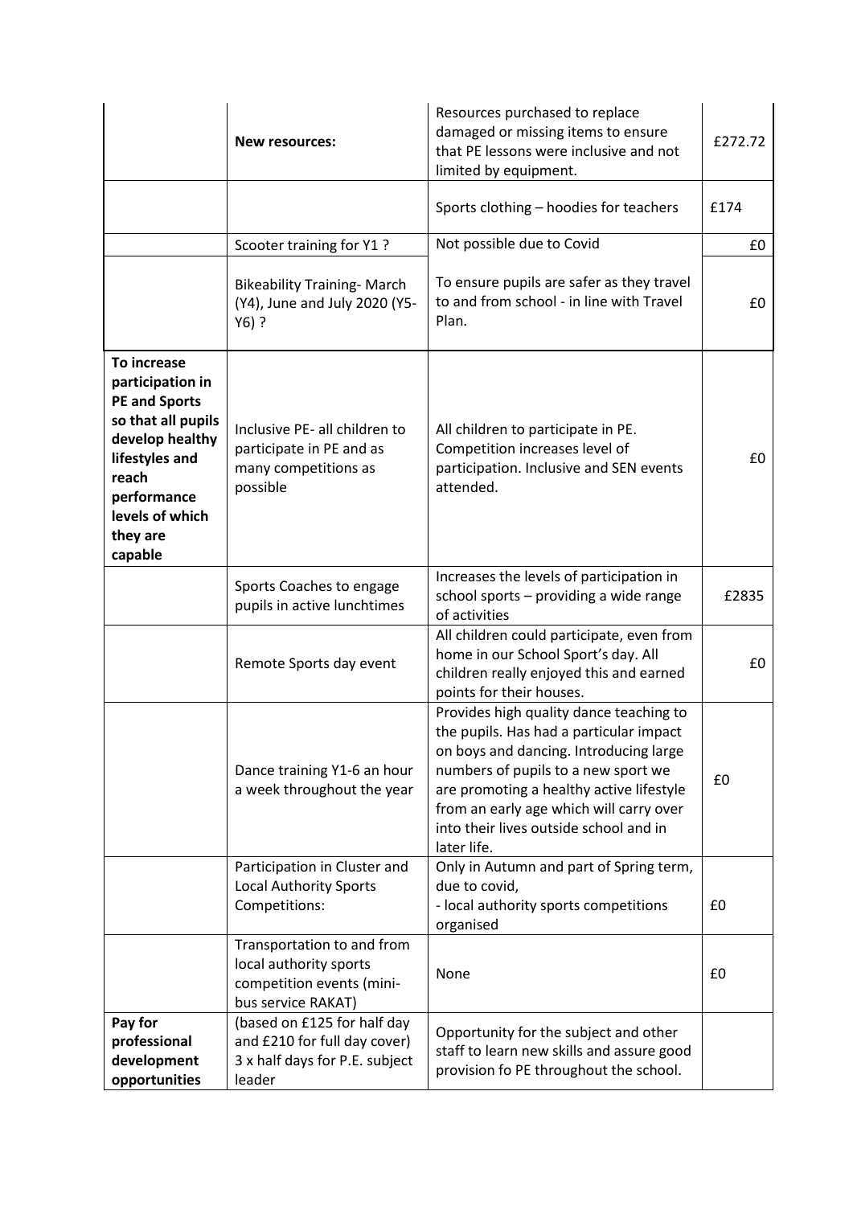| | | | |
|---|---|---|---|
| | **New resources:** | Resources purchased to replace damaged or missing items to ensure that PE lessons were inclusive and not limited by equipment. | £272.72 |
| | | Sports clothing – hoodies for teachers | £174 |
| | Scooter training for Y1 ? | Not possible due to Covid | £0 |
| | Bikeability Training- March (Y4), June and July 2020 (Y5-Y6) ? | To ensure pupils are safer as they travel to and from school - in line with Travel Plan. | £0 |
| **To increase participation in PE and Sports so that all pupils develop healthy lifestyles and reach performance levels of which they are capable** | Inclusive PE- all children to participate in PE and as many competitions as possible | All children to participate in PE. Competition increases level of participation. Inclusive and SEN events attended. | £0 |
| | Sports Coaches to engage pupils in active lunchtimes | Increases the levels of participation in school sports – providing a wide range of activities | £2835 |
| | Remote Sports day event | All children could participate, even from home in our School Sport's day. All children really enjoyed this and earned points for their houses. | £0 |
| | Dance training Y1-6 an hour a week throughout the year | Provides high quality dance teaching to the pupils. Has had a particular impact on boys and dancing. Introducing large numbers of pupils to a new sport we are promoting a healthy active lifestyle from an early age which will carry over into their lives outside school and in later life. | £0 |
| | Participation in Cluster and Local Authority Sports Competitions: | Only in Autumn and part of Spring term, due to covid, - local authority sports competitions organised | £0 |
| | Transportation to and from local authority sports competition events (mini-bus service RAKAT) | None | £0 |
| **Pay for professional development opportunities** | (based on £125 for half day and £210 for full day cover) 3 x half days for P.E. subject leader | Opportunity for the subject and other staff to learn new skills and assure good provision fo PE throughout the school. | |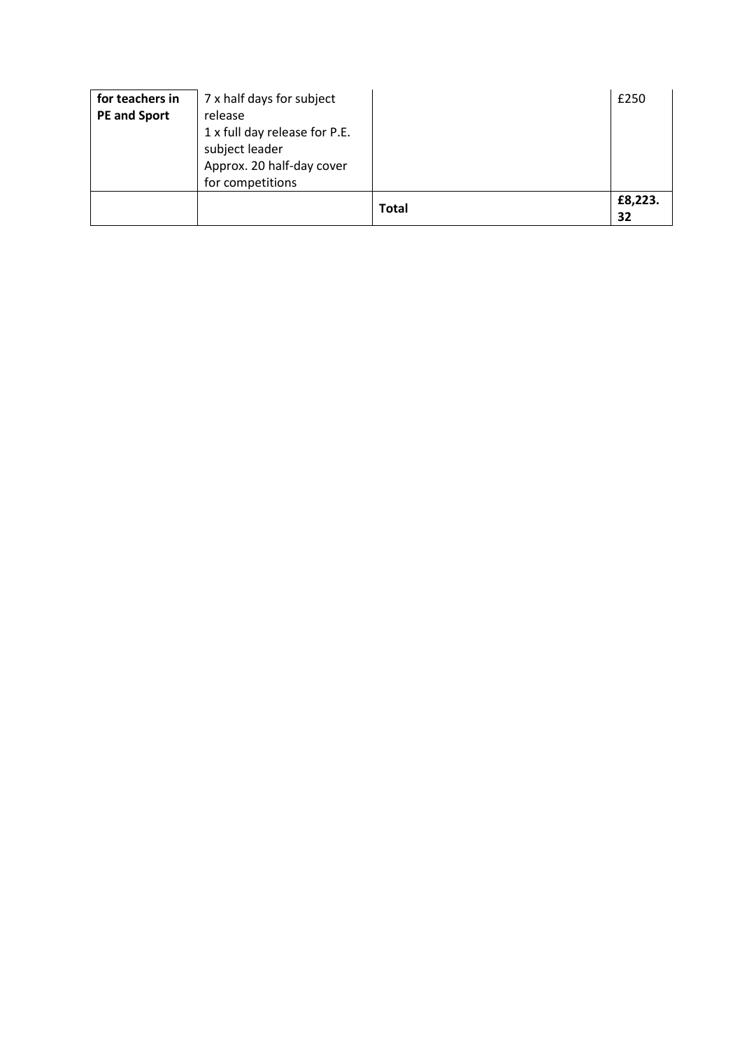| | | | |
|---|---|---|---|
| **for teachers in PE and Sport** | 7 x half days for subject release<br>1 x full day release for P.E. subject leader<br>Approx. 20 half-day cover for competitions | | £250 |
| | | **Total** | **£8,223.32** |